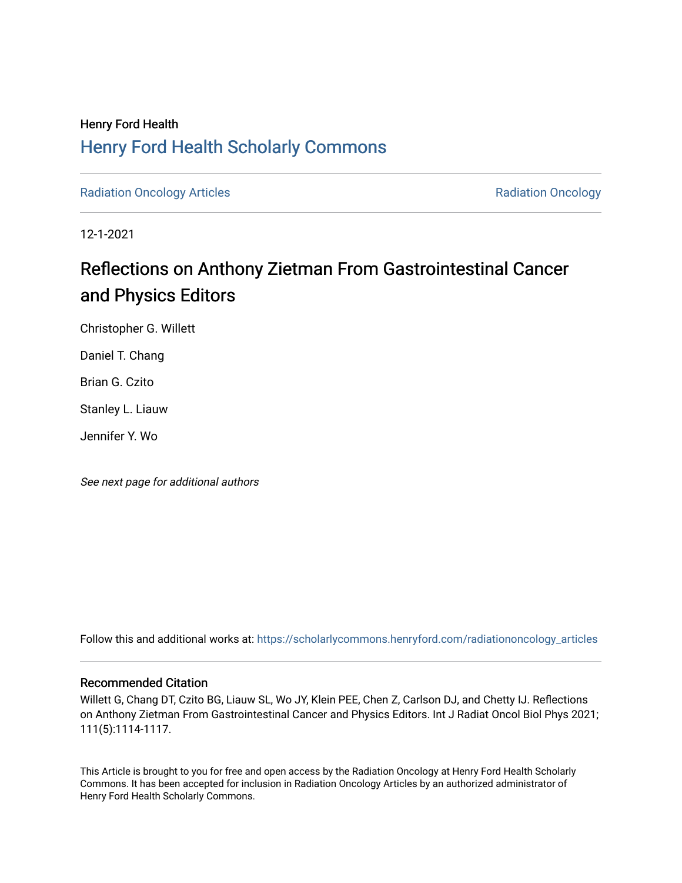Henry Ford Health

## Henry Ford Health Scholarly Commons

Radiation Oncology Articles

Radiation Oncology

12-1-2021

# Reflections on Anthony Zietman From Gastrointestinal Cancer and Physics Editors

Christopher G. Willett

Daniel T. Chang

Brian G. Czito

Stanley L. Liauw

Jennifer Y. Wo

*See next page for additional authors*

Follow this and additional works at: https://scholarlycommons.henryford.com/radiationoncology_articles

### Recommended Citation

Willett G, Chang DT, Czito BG, Liauw SL, Wo JY, Klein PEE, Chen Z, Carlson DJ, and Chetty IJ. Reflections on Anthony Zietman From Gastrointestinal Cancer and Physics Editors. Int J Radiat Oncol Biol Phys 2021; 111(5):1114-1117.

This Article is brought to you for free and open access by the Radiation Oncology at Henry Ford Health Scholarly Commons. It has been accepted for inclusion in Radiation Oncology Articles by an authorized administrator of Henry Ford Health Scholarly Commons.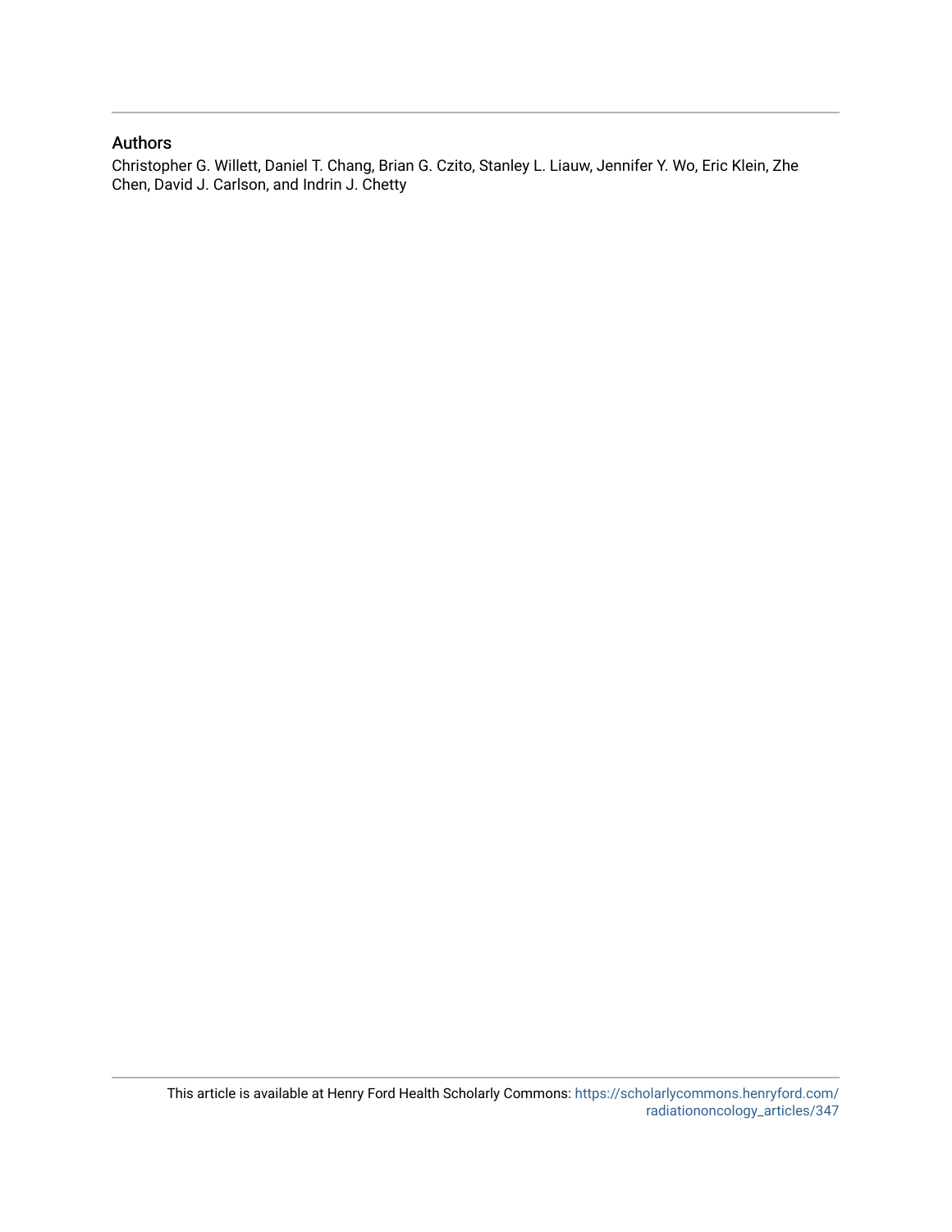## Authors

Christopher G. Willett, Daniel T. Chang, Brian G. Czito, Stanley L. Liauw, Jennifer Y. Wo, Eric Klein, Zhe Chen, David J. Carlson, and Indrin J. Chetty

This article is available at Henry Ford Health Scholarly Commons: https://scholarlycommons.henryford.com/radiationoncology_articles/347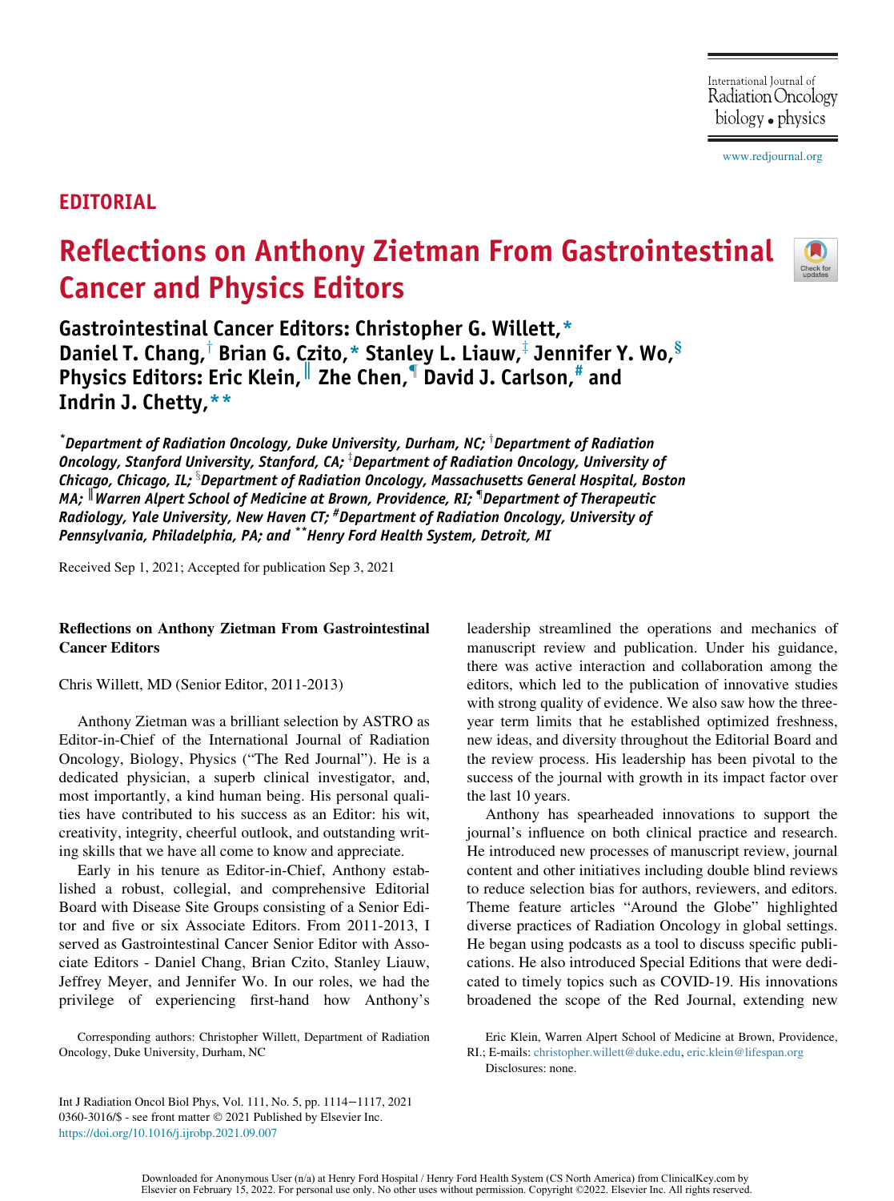## EDITORIAL

# Reflections on Anthony Zietman From Gastrointestinal Cancer and Physics Editors

**Gastrointestinal Cancer Editors: Christopher G. Willett,[*] Daniel T. Chang,[†] Brian G. Czito,[*] Stanley L. Liauw,[‡] Jennifer Y. Wo,[§] Physics Editors: Eric Klein,[‖] Zhe Chen,[¶] David J. Carlson,[#] and Indrin J. Chetty,[**]**

*[*]Department of Radiation Oncology, Duke University, Durham, NC; [†]Department of Radiation Oncology, Stanford University, Stanford, CA; [‡]Department of Radiation Oncology, University of Chicago, Chicago, IL; [§]Department of Radiation Oncology, Massachusetts General Hospital, Boston MA; [‖]Warren Alpert School of Medicine at Brown, Providence, RI; [¶]Department of Therapeutic Radiology, Yale University, New Haven CT; [#]Department of Radiation Oncology, University of Pennsylvania, Philadelphia, PA; and [**]Henry Ford Health System, Detroit, MI*

Received Sep 1, 2021; Accepted for publication Sep 3, 2021

### Reflections on Anthony Zietman From Gastrointestinal Cancer Editors

Chris Willett, MD (Senior Editor, 2011-2013)

Anthony Zietman was a brilliant selection by ASTRO as Editor-in-Chief of the International Journal of Radiation Oncology, Biology, Physics ("The Red Journal"). He is a dedicated physician, a superb clinical investigator, and, most importantly, a kind human being. His personal qualities have contributed to his success as an Editor: his wit, creativity, integrity, cheerful outlook, and outstanding writing skills that we have all come to know and appreciate.

Early in his tenure as Editor-in-Chief, Anthony established a robust, collegial, and comprehensive Editorial Board with Disease Site Groups consisting of a Senior Editor and five or six Associate Editors. From 2011-2013, I served as Gastrointestinal Cancer Senior Editor with Associate Editors - Daniel Chang, Brian Czito, Stanley Liauw, Jeffrey Meyer, and Jennifer Wo. In our roles, we had the privilege of experiencing first-hand how Anthony's leadership streamlined the operations and mechanics of manuscript review and publication. Under his guidance, there was active interaction and collaboration among the editors, which led to the publication of innovative studies with strong quality of evidence. We also saw how the three-year term limits that he established optimized freshness, new ideas, and diversity throughout the Editorial Board and the review process. His leadership has been pivotal to the success of the journal with growth in its impact factor over the last 10 years.

Anthony has spearheaded innovations to support the journal's influence on both clinical practice and research. He introduced new processes of manuscript review, journal content and other initiatives including double blind reviews to reduce selection bias for authors, reviewers, and editors. Theme feature articles "Around the Globe" highlighted diverse practices of Radiation Oncology in global settings. He began using podcasts as a tool to discuss specific publications. He also introduced Special Editions that were dedicated to timely topics such as COVID-19. His innovations broadened the scope of the Red Journal, extending new

Corresponding authors: Christopher Willett, Department of Radiation Oncology, Duke University, Durham, NC

Eric Klein, Warren Alpert School of Medicine at Brown, Providence, RI.; E-mails: christopher.willett@duke.edu, eric.klein@lifespan.org

Disclosures: none.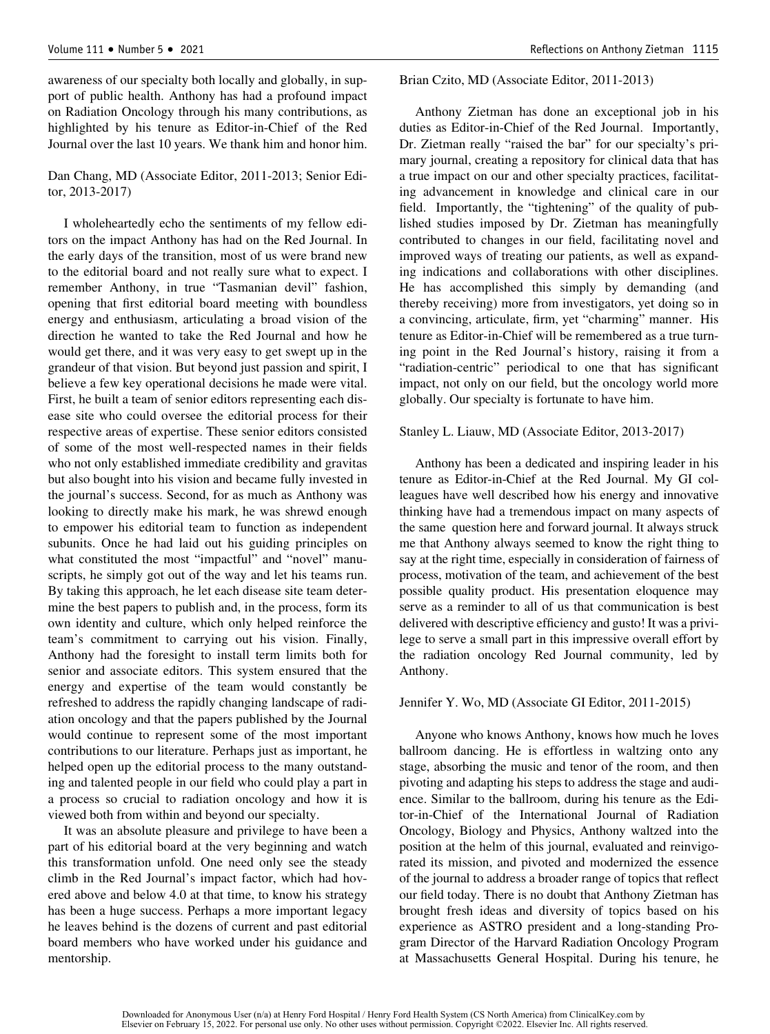awareness of our specialty both locally and globally, in support of public health. Anthony has had a profound impact on Radiation Oncology through his many contributions, as highlighted by his tenure as Editor-in-Chief of the Red Journal over the last 10 years. We thank him and honor him.

Dan Chang, MD (Associate Editor, 2011-2013; Senior Editor, 2013-2017)

I wholeheartedly echo the sentiments of my fellow editors on the impact Anthony has had on the Red Journal. In the early days of the transition, most of us were brand new to the editorial board and not really sure what to expect. I remember Anthony, in true "Tasmanian devil" fashion, opening that first editorial board meeting with boundless energy and enthusiasm, articulating a broad vision of the direction he wanted to take the Red Journal and how he would get there, and it was very easy to get swept up in the grandeur of that vision. But beyond just passion and spirit, I believe a few key operational decisions he made were vital. First, he built a team of senior editors representing each disease site who could oversee the editorial process for their respective areas of expertise. These senior editors consisted of some of the most well-respected names in their fields who not only established immediate credibility and gravitas but also bought into his vision and became fully invested in the journal's success. Second, for as much as Anthony was looking to directly make his mark, he was shrewd enough to empower his editorial team to function as independent subunits. Once he had laid out his guiding principles on what constituted the most "impactful" and "novel" manuscripts, he simply got out of the way and let his teams run. By taking this approach, he let each disease site team determine the best papers to publish and, in the process, form its own identity and culture, which only helped reinforce the team's commitment to carrying out his vision. Finally, Anthony had the foresight to install term limits both for senior and associate editors. This system ensured that the energy and expertise of the team would constantly be refreshed to address the rapidly changing landscape of radiation oncology and that the papers published by the Journal would continue to represent some of the most important contributions to our literature. Perhaps just as important, he helped open up the editorial process to the many outstanding and talented people in our field who could play a part in a process so crucial to radiation oncology and how it is viewed both from within and beyond our specialty.

It was an absolute pleasure and privilege to have been a part of his editorial board at the very beginning and watch this transformation unfold. One need only see the steady climb in the Red Journal's impact factor, which had hovered above and below 4.0 at that time, to know his strategy has been a huge success. Perhaps a more important legacy he leaves behind is the dozens of current and past editorial board members who have worked under his guidance and mentorship.

Brian Czito, MD (Associate Editor, 2011-2013)

Anthony Zietman has done an exceptional job in his duties as Editor-in-Chief of the Red Journal. Importantly, Dr. Zietman really "raised the bar" for our specialty's primary journal, creating a repository for clinical data that has a true impact on our and other specialty practices, facilitating advancement in knowledge and clinical care in our field. Importantly, the "tightening" of the quality of published studies imposed by Dr. Zietman has meaningfully contributed to changes in our field, facilitating novel and improved ways of treating our patients, as well as expanding indications and collaborations with other disciplines. He has accomplished this simply by demanding (and thereby receiving) more from investigators, yet doing so in a convincing, articulate, firm, yet "charming" manner. His tenure as Editor-in-Chief will be remembered as a true turning point in the Red Journal's history, raising it from a "radiation-centric" periodical to one that has significant impact, not only on our field, but the oncology world more globally. Our specialty is fortunate to have him.

Stanley L. Liauw, MD (Associate Editor, 2013-2017)

Anthony has been a dedicated and inspiring leader in his tenure as Editor-in-Chief at the Red Journal. My GI colleagues have well described how his energy and innovative thinking have had a tremendous impact on many aspects of the same question here and forward journal. It always struck me that Anthony always seemed to know the right thing to say at the right time, especially in consideration of fairness of process, motivation of the team, and achievement of the best possible quality product. His presentation eloquence may serve as a reminder to all of us that communication is best delivered with descriptive efficiency and gusto! It was a privilege to serve a small part in this impressive overall effort by the radiation oncology Red Journal community, led by Anthony.

Jennifer Y. Wo, MD (Associate GI Editor, 2011-2015)

Anyone who knows Anthony, knows how much he loves ballroom dancing. He is effortless in waltzing onto any stage, absorbing the music and tenor of the room, and then pivoting and adapting his steps to address the stage and audience. Similar to the ballroom, during his tenure as the Editor-in-Chief of the International Journal of Radiation Oncology, Biology and Physics, Anthony waltzed into the position at the helm of this journal, evaluated and reinvigorated its mission, and pivoted and modernized the essence of the journal to address a broader range of topics that reflect our field today. There is no doubt that Anthony Zietman has brought fresh ideas and diversity of topics based on his experience as ASTRO president and a long-standing Program Director of the Harvard Radiation Oncology Program at Massachusetts General Hospital. During his tenure, he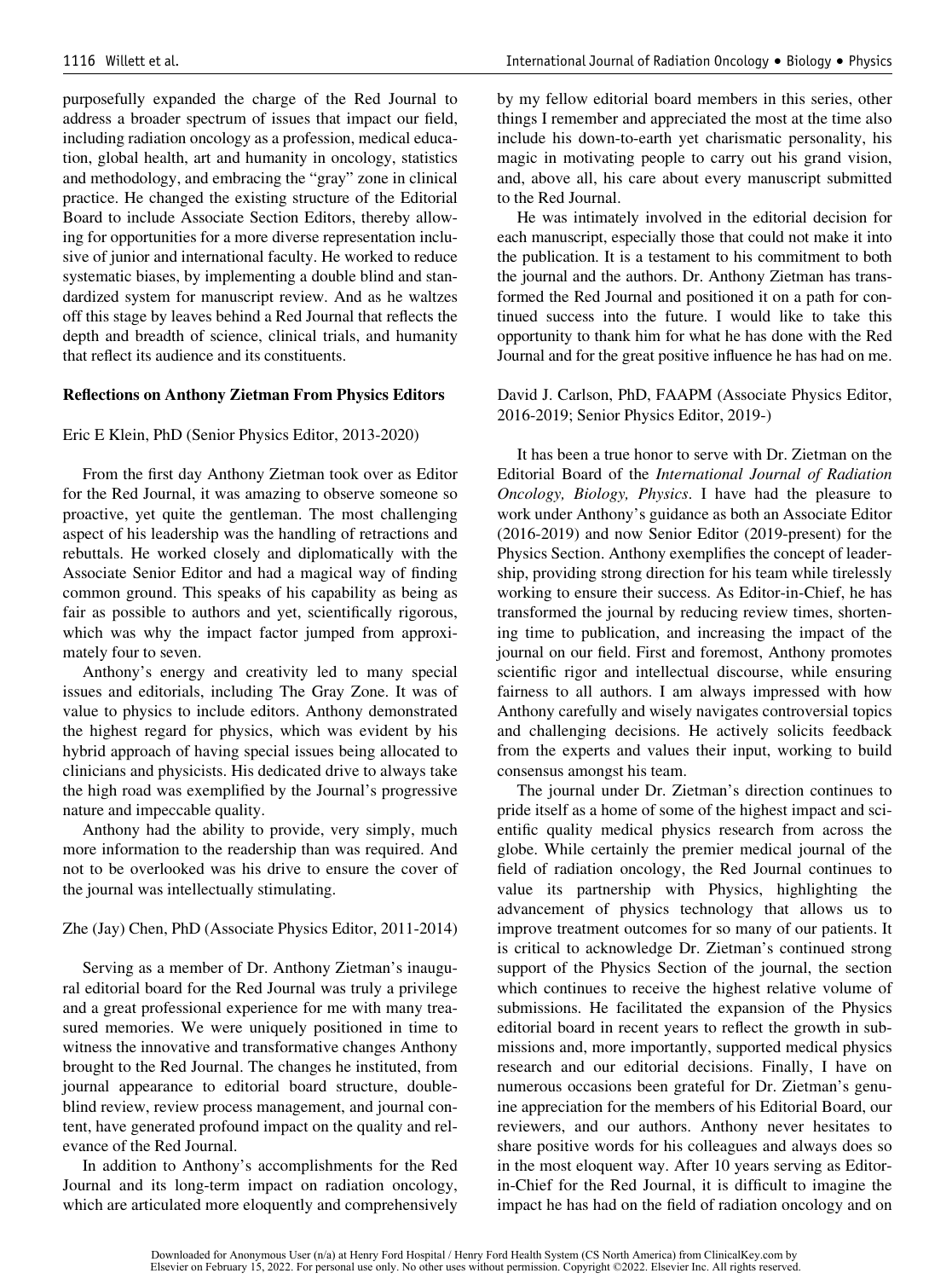purposefully expanded the charge of the Red Journal to address a broader spectrum of issues that impact our field, including radiation oncology as a profession, medical education, global health, art and humanity in oncology, statistics and methodology, and embracing the "gray" zone in clinical practice. He changed the existing structure of the Editorial Board to include Associate Section Editors, thereby allowing for opportunities for a more diverse representation inclusive of junior and international faculty. He worked to reduce systematic biases, by implementing a double blind and standardized system for manuscript review. And as he waltzes off this stage by leaves behind a Red Journal that reflects the depth and breadth of science, clinical trials, and humanity that reflect its audience and its constituents.

**Reflections on Anthony Zietman From Physics Editors**

Eric E Klein, PhD (Senior Physics Editor, 2013-2020)

From the first day Anthony Zietman took over as Editor for the Red Journal, it was amazing to observe someone so proactive, yet quite the gentleman. The most challenging aspect of his leadership was the handling of retractions and rebuttals. He worked closely and diplomatically with the Associate Senior Editor and had a magical way of finding common ground. This speaks of his capability as being as fair as possible to authors and yet, scientifically rigorous, which was why the impact factor jumped from approximately four to seven.

Anthony's energy and creativity led to many special issues and editorials, including The Gray Zone. It was of value to physics to include editors. Anthony demonstrated the highest regard for physics, which was evident by his hybrid approach of having special issues being allocated to clinicians and physicists. His dedicated drive to always take the high road was exemplified by the Journal's progressive nature and impeccable quality.

Anthony had the ability to provide, very simply, much more information to the readership than was required. And not to be overlooked was his drive to ensure the cover of the journal was intellectually stimulating.

Zhe (Jay) Chen, PhD (Associate Physics Editor, 2011-2014)

Serving as a member of Dr. Anthony Zietman's inaugural editorial board for the Red Journal was truly a privilege and a great professional experience for me with many treasured memories. We were uniquely positioned in time to witness the innovative and transformative changes Anthony brought to the Red Journal. The changes he instituted, from journal appearance to editorial board structure, double-blind review, review process management, and journal content, have generated profound impact on the quality and relevance of the Red Journal.

In addition to Anthony's accomplishments for the Red Journal and its long-term impact on radiation oncology, which are articulated more eloquently and comprehensively by my fellow editorial board members in this series, other things I remember and appreciated the most at the time also include his down-to-earth yet charismatic personality, his magic in motivating people to carry out his grand vision, and, above all, his care about every manuscript submitted to the Red Journal.

He was intimately involved in the editorial decision for each manuscript, especially those that could not make it into the publication. It is a testament to his commitment to both the journal and the authors. Dr. Anthony Zietman has transformed the Red Journal and positioned it on a path for continued success into the future. I would like to take this opportunity to thank him for what he has done with the Red Journal and for the great positive influence he has had on me.

David J. Carlson, PhD, FAAPM (Associate Physics Editor, 2016-2019; Senior Physics Editor, 2019-)

It has been a true honor to serve with Dr. Zietman on the Editorial Board of the *International Journal of Radiation Oncology, Biology, Physics*. I have had the pleasure to work under Anthony's guidance as both an Associate Editor (2016-2019) and now Senior Editor (2019-present) for the Physics Section. Anthony exemplifies the concept of leadership, providing strong direction for his team while tirelessly working to ensure their success. As Editor-in-Chief, he has transformed the journal by reducing review times, shortening time to publication, and increasing the impact of the journal on our field. First and foremost, Anthony promotes scientific rigor and intellectual discourse, while ensuring fairness to all authors. I am always impressed with how Anthony carefully and wisely navigates controversial topics and challenging decisions. He actively solicits feedback from the experts and values their input, working to build consensus amongst his team.

The journal under Dr. Zietman's direction continues to pride itself as a home of some of the highest impact and scientific quality medical physics research from across the globe. While certainly the premier medical journal of the field of radiation oncology, the Red Journal continues to value its partnership with Physics, highlighting the advancement of physics technology that allows us to improve treatment outcomes for so many of our patients. It is critical to acknowledge Dr. Zietman's continued strong support of the Physics Section of the journal, the section which continues to receive the highest relative volume of submissions. He facilitated the expansion of the Physics editorial board in recent years to reflect the growth in submissions and, more importantly, supported medical physics research and our editorial decisions. Finally, I have on numerous occasions been grateful for Dr. Zietman's genuine appreciation for the members of his Editorial Board, our reviewers, and our authors. Anthony never hesitates to share positive words for his colleagues and always does so in the most eloquent way. After 10 years serving as Editor-in-Chief for the Red Journal, it is difficult to imagine the impact he has had on the field of radiation oncology and on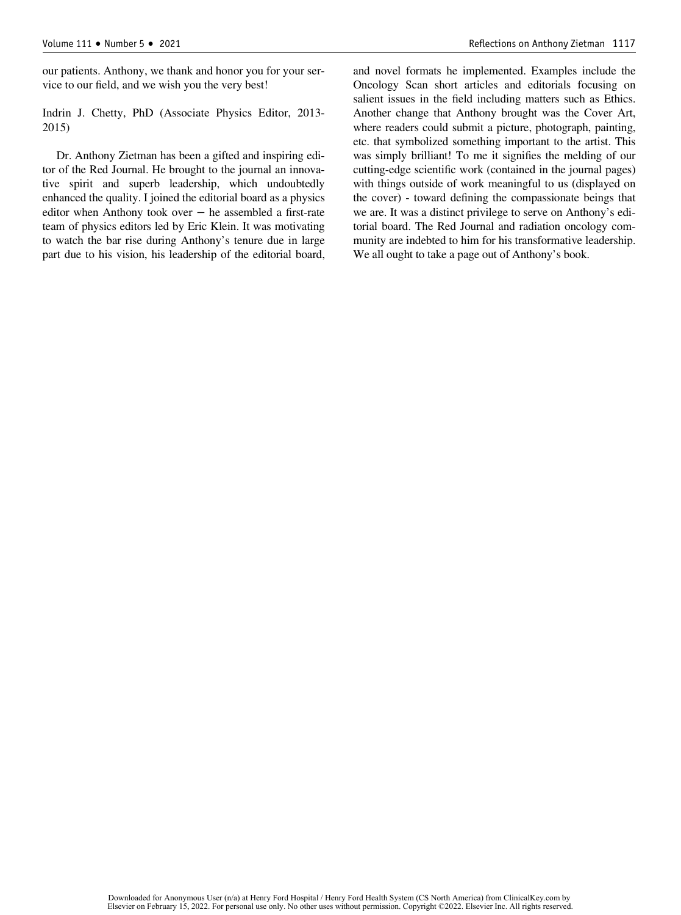our patients. Anthony, we thank and honor you for your service to our field, and we wish you the very best!

Indrin J. Chetty, PhD (Associate Physics Editor, 2013-2015)

Dr. Anthony Zietman has been a gifted and inspiring editor of the Red Journal. He brought to the journal an innovative spirit and superb leadership, which undoubtedly enhanced the quality. I joined the editorial board as a physics editor when Anthony took over − he assembled a first-rate team of physics editors led by Eric Klein. It was motivating to watch the bar rise during Anthony's tenure due in large part due to his vision, his leadership of the editorial board, and novel formats he implemented. Examples include the Oncology Scan short articles and editorials focusing on salient issues in the field including matters such as Ethics. Another change that Anthony brought was the Cover Art, where readers could submit a picture, photograph, painting, etc. that symbolized something important to the artist. This was simply brilliant! To me it signifies the melding of our cutting-edge scientific work (contained in the journal pages) with things outside of work meaningful to us (displayed on the cover) - toward defining the compassionate beings that we are. It was a distinct privilege to serve on Anthony's editorial board. The Red Journal and radiation oncology community are indebted to him for his transformative leadership. We all ought to take a page out of Anthony's book.